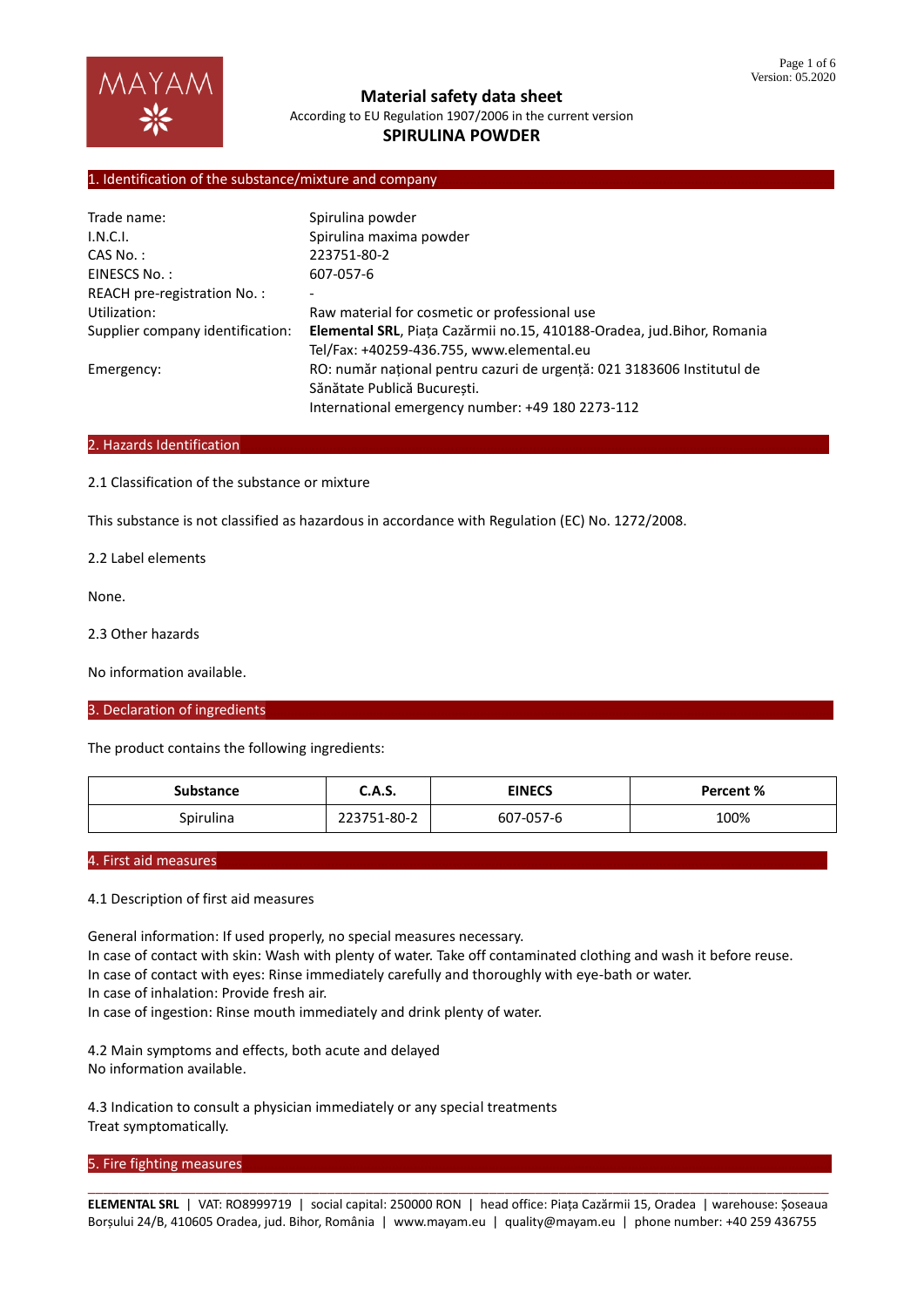# Material safety data sheet

According to EU Regulation 1907/2006 in the current version

## SPIRULINA POWDER

## 1. Identification of the substance/mixture and company

| | |
|---|---|
| Trade name: | Spirulina powder |
| I.N.C.I. | Spirulina maxima powder |
| CAS No. : | 223751-80-2 |
| EINESCS No. : | 607-057-6 |
| REACH pre-registration No. : | - |
| Utilization: | Raw material for cosmetic or professional use |
| Supplier company identification: | **Elemental SRL**, Piața Cazărmii no.15, 410188-Oradea, jud.Bihor, Romania<br>Tel/Fax: +40259-436.755, www.elemental.eu |
| Emergency: | RO: număr național pentru cazuri de urgență: 021 3183606 Institutul de Sănătate Publică București.<br>International emergency number: +49 180 2273-112 |

## 2. Hazards Identification

2.1 Classification of the substance or mixture

This substance is not classified as hazardous in accordance with Regulation (EC) No. 1272/2008.

2.2 Label elements

None.

2.3 Other hazards

No information available.

## 3. Declaration of ingredients

The product contains the following ingredients:

| Substance | C.A.S. | EINECS | Percent % |
|---|---|---|---|
| Spirulina | 223751-80-2 | 607-057-6 | 100% |

## 4. First aid measures

4.1 Description of first aid measures

General information: If used properly, no special measures necessary.
In case of contact with skin: Wash with plenty of water. Take off contaminated clothing and wash it before reuse.
In case of contact with eyes: Rinse immediately carefully and thoroughly with eye-bath or water.
In case of inhalation: Provide fresh air.
In case of ingestion: Rinse mouth immediately and drink plenty of water.

4.2 Main symptoms and effects, both acute and delayed
No information available.

4.3 Indication to consult a physician immediately or any special treatments
Treat symptomatically.

## 5. Fire fighting measures

**ELEMENTAL SRL** | VAT: RO8999719 | social capital: 250000 RON | head office: Piața Cazărmii 15, Oradea | warehouse: Șoseaua Borșului 24/B, 410605 Oradea, jud. Bihor, România | www.mayam.eu | quality@mayam.eu | phone number: +40 259 436755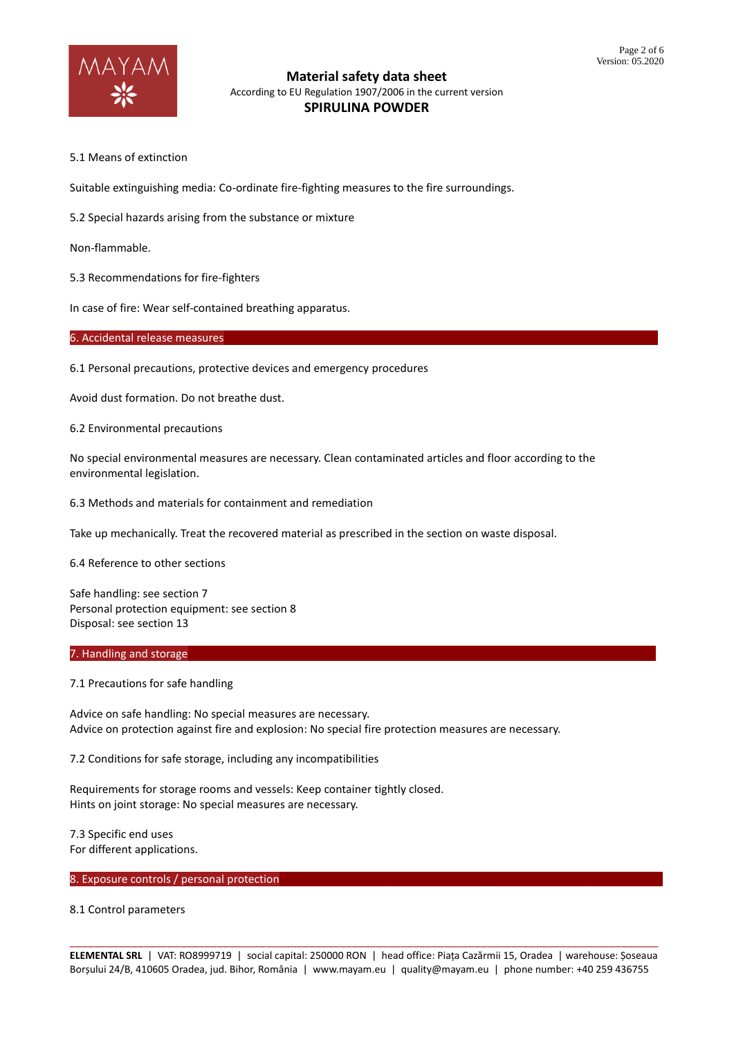5.1 Means of extinction

Suitable extinguishing media: Co-ordinate fire-fighting measures to the fire surroundings.

5.2 Special hazards arising from the substance or mixture

Non-flammable.

5.3 Recommendations for fire-fighters

In case of fire: Wear self-contained breathing apparatus.

## 6. Accidental release measures

6.1 Personal precautions, protective devices and emergency procedures

Avoid dust formation. Do not breathe dust.

6.2 Environmental precautions

No special environmental measures are necessary. Clean contaminated articles and floor according to the environmental legislation.

6.3 Methods and materials for containment and remediation

Take up mechanically. Treat the recovered material as prescribed in the section on waste disposal.

6.4 Reference to other sections

Safe handling: see section 7
Personal protection equipment: see section 8
Disposal: see section 13

## 7. Handling and storage

7.1 Precautions for safe handling

Advice on safe handling: No special measures are necessary.
Advice on protection against fire and explosion: No special fire protection measures are necessary.

7.2 Conditions for safe storage, including any incompatibilities

Requirements for storage rooms and vessels: Keep container tightly closed.
Hints on joint storage: No special measures are necessary.

7.3 Specific end uses
For different applications.

## 8. Exposure controls / personal protection

8.1 Control parameters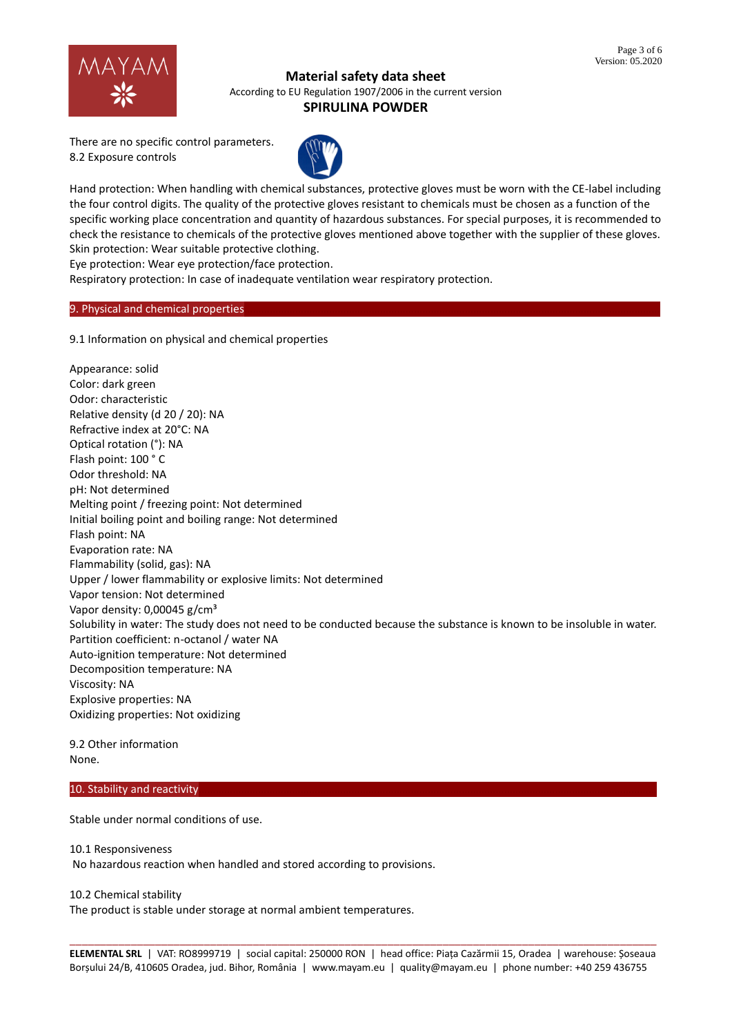There are no specific control parameters.

8.2 Exposure controls

Hand protection: When handling with chemical substances, protective gloves must be worn with the CE-label including the four control digits. The quality of the protective gloves resistant to chemicals must be chosen as a function of the specific working place concentration and quantity of hazardous substances. For special purposes, it is recommended to check the resistance to chemicals of the protective gloves mentioned above together with the supplier of these gloves.
Skin protection: Wear suitable protective clothing.
Eye protection: Wear eye protection/face protection.
Respiratory protection: In case of inadequate ventilation wear respiratory protection.

## 9. Physical and chemical properties

9.1 Information on physical and chemical properties

Appearance: solid
Color: dark green
Odor: characteristic
Relative density (d 20 / 20): NA
Refractive index at 20°C: NA
Optical rotation (°): NA
Flash point: 100 ° C
Odor threshold: NA
pH: Not determined
Melting point / freezing point: Not determined
Initial boiling point and boiling range: Not determined
Flash point: NA
Evaporation rate: NA
Flammability (solid, gas): NA
Upper / lower flammability or explosive limits: Not determined
Vapor tension: Not determined
Vapor density: 0,00045 g/cm³
Solubility in water: The study does not need to be conducted because the substance is known to be insoluble in water.
Partition coefficient: n-octanol / water NA
Auto-ignition temperature: Not determined
Decomposition temperature: NA
Viscosity: NA
Explosive properties: NA
Oxidizing properties: Not oxidizing

9.2 Other information
None.

## 10. Stability and reactivity

Stable under normal conditions of use.

10.1 Responsiveness
No hazardous reaction when handled and stored according to provisions.

10.2 Chemical stability
The product is stable under storage at normal ambient temperatures.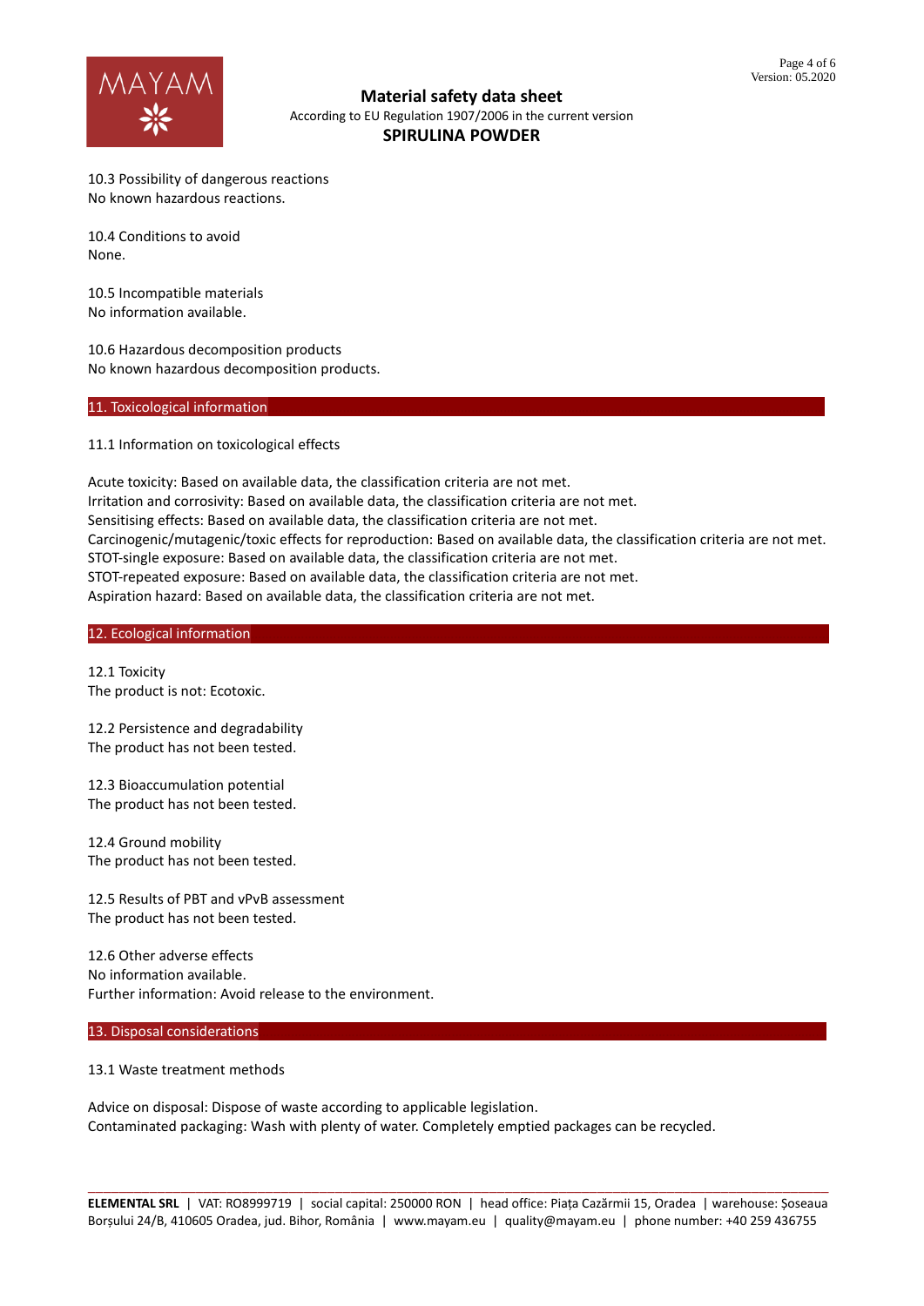10.3 Possibility of dangerous reactions
No known hazardous reactions.

10.4 Conditions to avoid
None.

10.5 Incompatible materials
No information available.

10.6 Hazardous decomposition products
No known hazardous decomposition products.

## 11. Toxicological information

11.1 Information on toxicological effects

Acute toxicity: Based on available data, the classification criteria are not met.
Irritation and corrosivity: Based on available data, the classification criteria are not met.
Sensitising effects: Based on available data, the classification criteria are not met.
Carcinogenic/mutagenic/toxic effects for reproduction: Based on available data, the classification criteria are not met.
STOT-single exposure: Based on available data, the classification criteria are not met.
STOT-repeated exposure: Based on available data, the classification criteria are not met.
Aspiration hazard: Based on available data, the classification criteria are not met.

## 12. Ecological information

12.1 Toxicity
The product is not: Ecotoxic.

12.2 Persistence and degradability
The product has not been tested.

12.3 Bioaccumulation potential
The product has not been tested.

12.4 Ground mobility
The product has not been tested.

12.5 Results of PBT and vPvB assessment
The product has not been tested.

12.6 Other adverse effects
No information available.
Further information: Avoid release to the environment.

## 13. Disposal considerations

13.1 Waste treatment methods

Advice on disposal: Dispose of waste according to applicable legislation.
Contaminated packaging: Wash with plenty of water. Completely emptied packages can be recycled.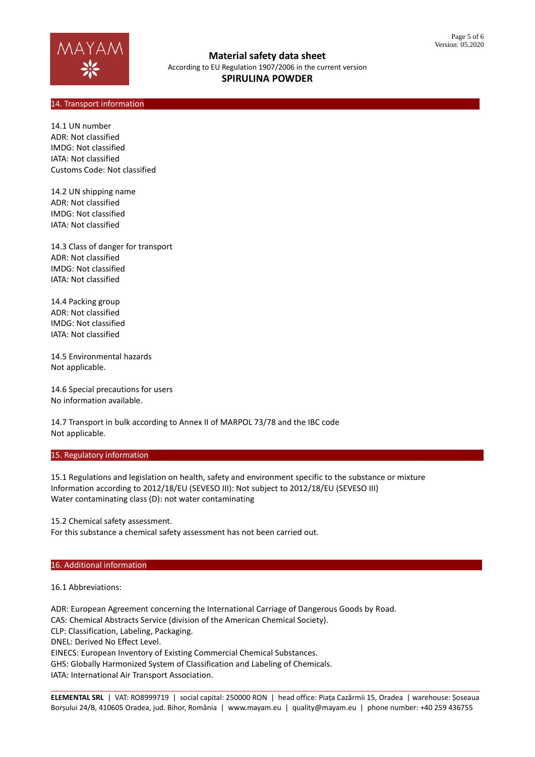## 14. Transport information

14.1 UN number
ADR: Not classified
IMDG: Not classified
IATA: Not classified
Customs Code: Not classified

14.2 UN shipping name
ADR: Not classified
IMDG: Not classified
IATA: Not classified

14.3 Class of danger for transport
ADR: Not classified
IMDG: Not classified
IATA: Not classified

14.4 Packing group
ADR: Not classified
IMDG: Not classified
IATA: Not classified

14.5 Environmental hazards
Not applicable.

14.6 Special precautions for users
No information available.

14.7 Transport in bulk according to Annex II of MARPOL 73/78 and the IBC code
Not applicable.

## 15. Regulatory information

15.1 Regulations and legislation on health, safety and environment specific to the substance or mixture
Information according to 2012/18/EU (SEVESO III): Not subject to 2012/18/EU (SEVESO III)
Water contaminating class (D): not water contaminating

15.2 Chemical safety assessment.
For this substance a chemical safety assessment has not been carried out.

## 16. Additional information

16.1 Abbreviations:

ADR: European Agreement concerning the International Carriage of Dangerous Goods by Road.
CAS: Chemical Abstracts Service (division of the American Chemical Society).
CLP: Classification, Labeling, Packaging.
DNEL: Derived No Effect Level.
EINECS: European Inventory of Existing Commercial Chemical Substances.
GHS: Globally Harmonized System of Classification and Labeling of Chemicals.
IATA: International Air Transport Association.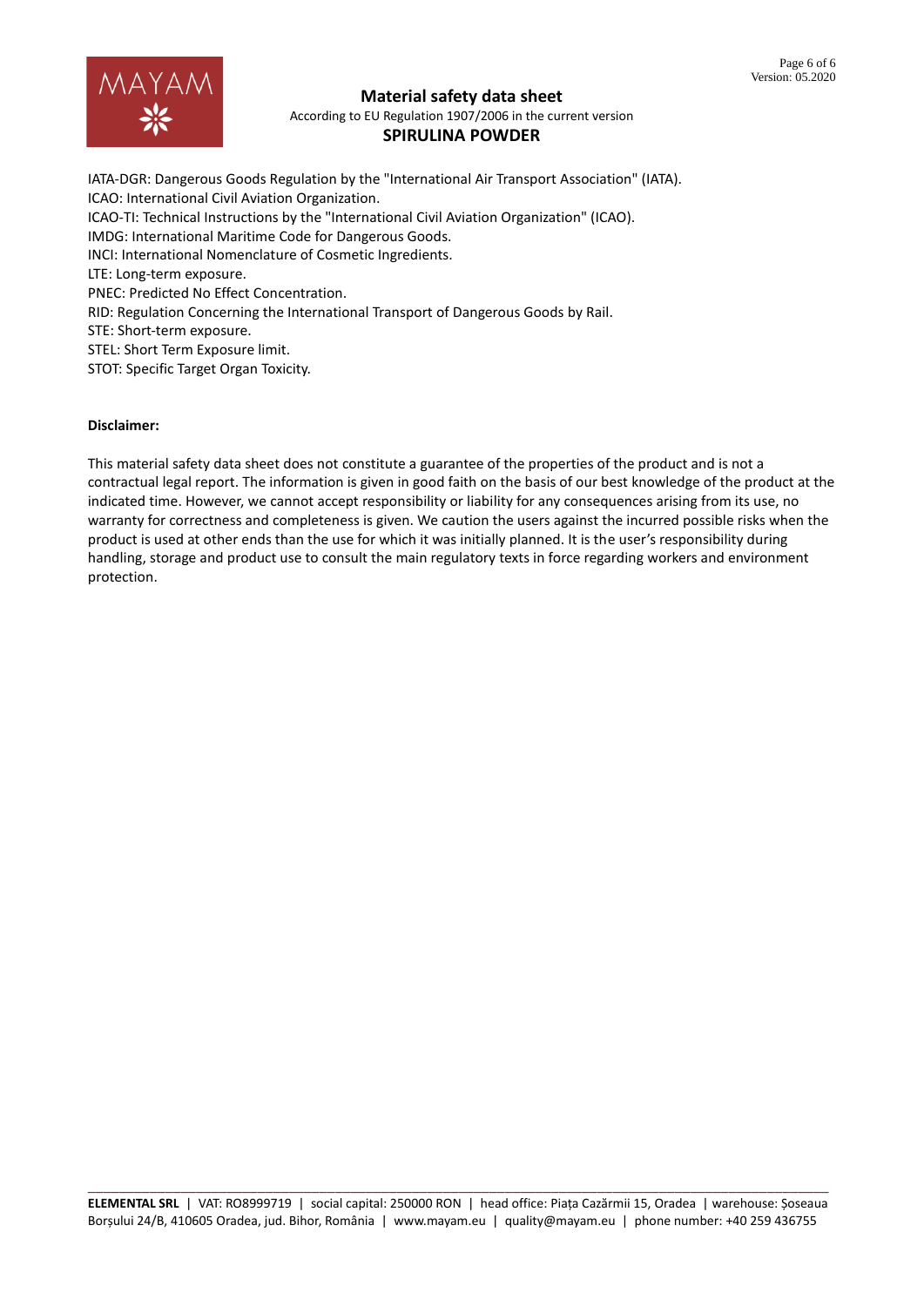IATA-DGR: Dangerous Goods Regulation by the "International Air Transport Association" (IATA).
ICAO: International Civil Aviation Organization.
ICAO-TI: Technical Instructions by the "International Civil Aviation Organization" (ICAO).
IMDG: International Maritime Code for Dangerous Goods.
INCI: International Nomenclature of Cosmetic Ingredients.
LTE: Long-term exposure.
PNEC: Predicted No Effect Concentration.
RID: Regulation Concerning the International Transport of Dangerous Goods by Rail.
STE: Short-term exposure.
STEL: Short Term Exposure limit.
STOT: Specific Target Organ Toxicity.

**Disclaimer:**

This material safety data sheet does not constitute a guarantee of the properties of the product and is not a contractual legal report. The information is given in good faith on the basis of our best knowledge of the product at the indicated time. However, we cannot accept responsibility or liability for any consequences arising from its use, no warranty for correctness and completeness is given. We caution the users against the incurred possible risks when the product is used at other ends than the use for which it was initially planned. It is the user's responsibility during handling, storage and product use to consult the main regulatory texts in force regarding workers and environment protection.